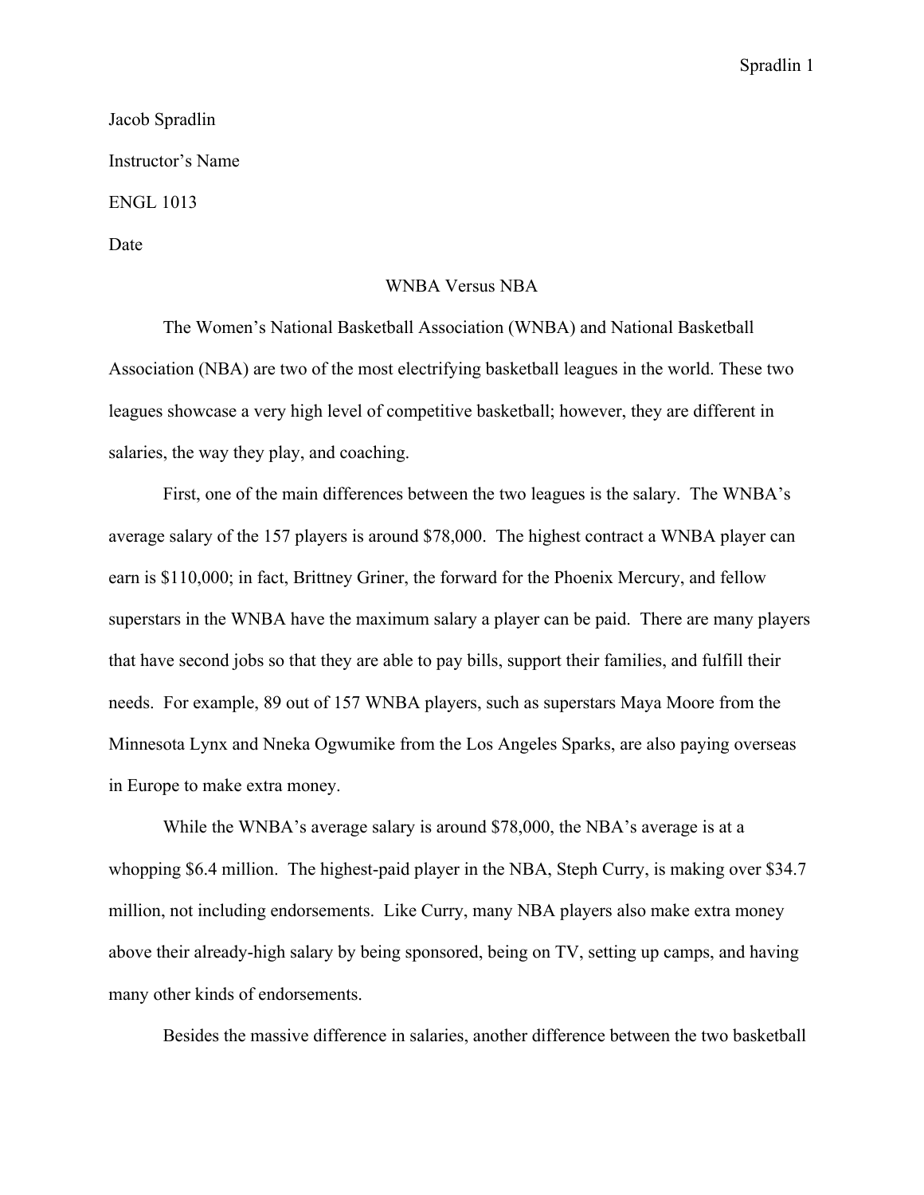Jacob Spradlin

Instructor's Name

ENGL 1013

Date

# WNBA Versus NBA

The Women's National Basketball Association (WNBA) and National Basketball Association (NBA) are two of the most electrifying basketball leagues in the world. These two leagues showcase a very high level of competitive basketball; however, they are different in salaries, the way they play, and coaching.

First, one of the main differences between the two leagues is the salary. The WNBA's average salary of the 157 players is around $78,000. The highest contract a WNBA player can earn is $110,000; in fact, Brittney Griner, the forward for the Phoenix Mercury, and fellow superstars in the WNBA have the maximum salary a player can be paid. There are many players that have second jobs so that they are able to pay bills, support their families, and fulfill their needs. For example, 89 out of 157 WNBA players, such as superstars Maya Moore from the Minnesota Lynx and Nneka Ogwumike from the Los Angeles Sparks, are also paying overseas in Europe to make extra money.

While the WNBA's average salary is around $78,000, the NBA's average is at a whopping $6.4 million. The highest-paid player in the NBA, Steph Curry, is making over $34.7 million, not including endorsements. Like Curry, many NBA players also make extra money above their already-high salary by being sponsored, being on TV, setting up camps, and having many other kinds of endorsements.

Besides the massive difference in salaries, another difference between the two basketball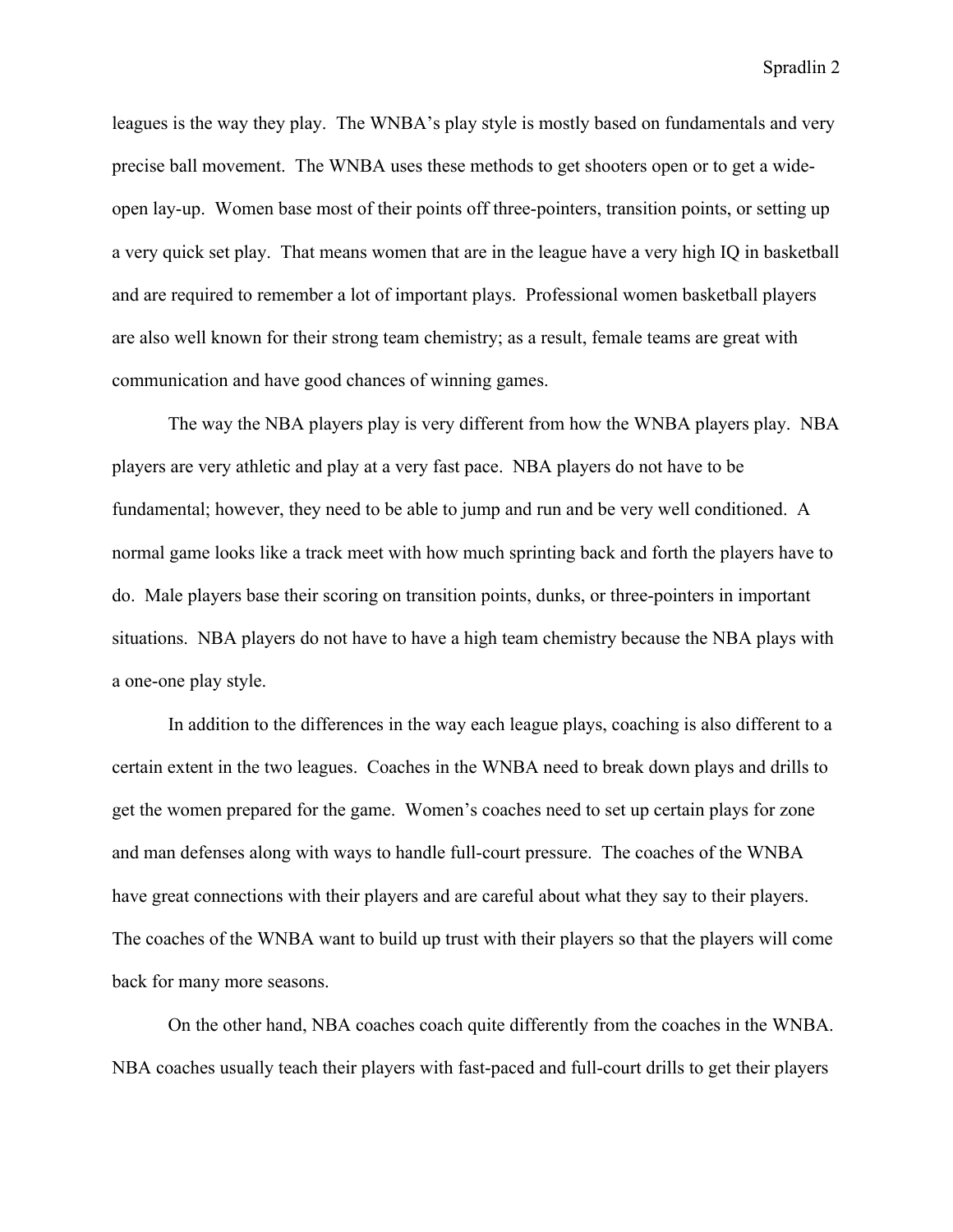leagues is the way they play. The WNBA's play style is mostly based on fundamentals and very precise ball movement. The WNBA uses these methods to get shooters open or to get a wide-open lay-up. Women base most of their points off three-pointers, transition points, or setting up a very quick set play. That means women that are in the league have a very high IQ in basketball and are required to remember a lot of important plays. Professional women basketball players are also well known for their strong team chemistry; as a result, female teams are great with communication and have good chances of winning games.

The way the NBA players play is very different from how the WNBA players play. NBA players are very athletic and play at a very fast pace. NBA players do not have to be fundamental; however, they need to be able to jump and run and be very well conditioned. A normal game looks like a track meet with how much sprinting back and forth the players have to do. Male players base their scoring on transition points, dunks, or three-pointers in important situations. NBA players do not have to have a high team chemistry because the NBA plays with a one-one play style.

In addition to the differences in the way each league plays, coaching is also different to a certain extent in the two leagues. Coaches in the WNBA need to break down plays and drills to get the women prepared for the game. Women's coaches need to set up certain plays for zone and man defenses along with ways to handle full-court pressure. The coaches of the WNBA have great connections with their players and are careful about what they say to their players. The coaches of the WNBA want to build up trust with their players so that the players will come back for many more seasons.

On the other hand, NBA coaches coach quite differently from the coaches in the WNBA. NBA coaches usually teach their players with fast-paced and full-court drills to get their players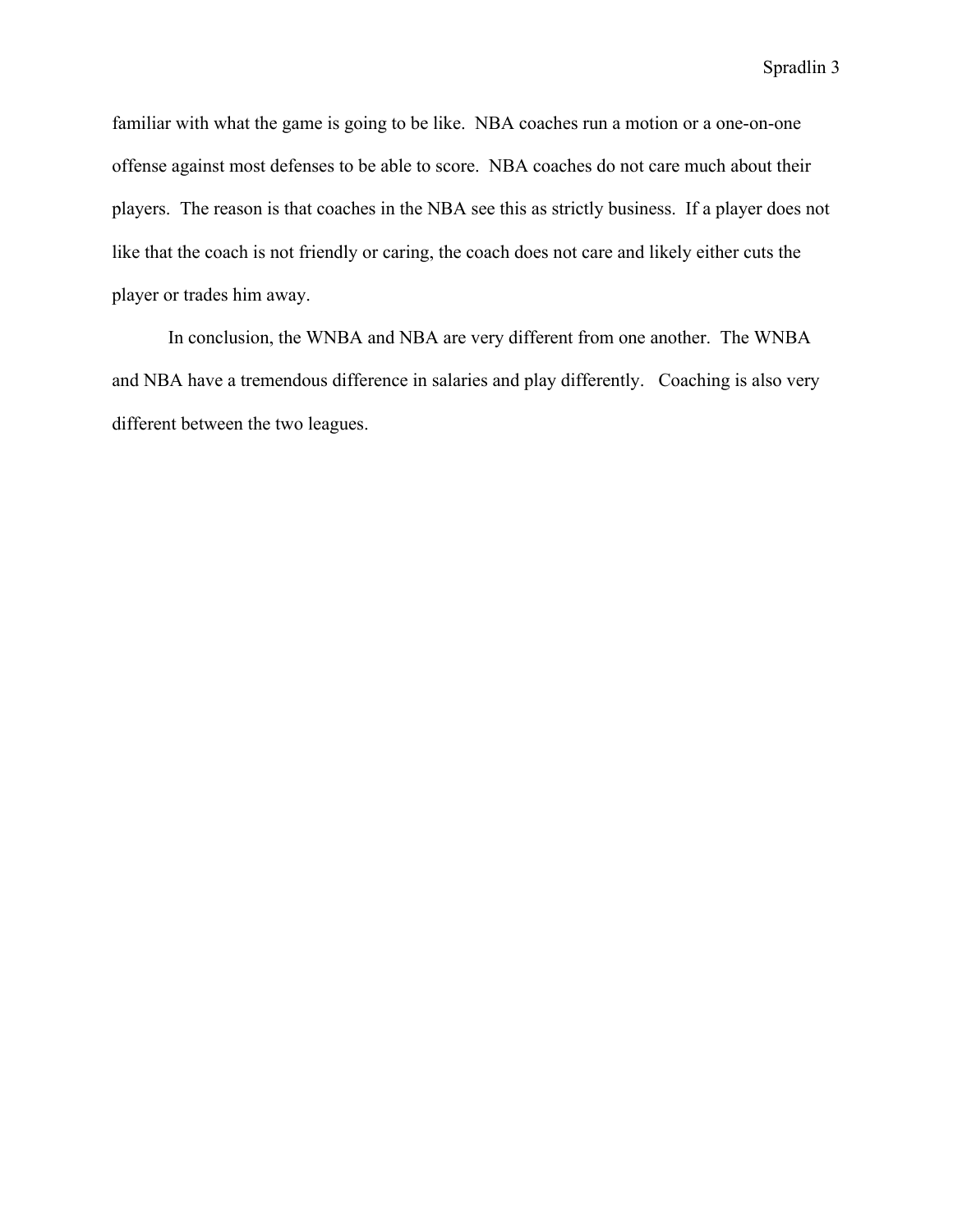familiar with what the game is going to be like. NBA coaches run a motion or a one-on-one offense against most defenses to be able to score. NBA coaches do not care much about their players. The reason is that coaches in the NBA see this as strictly business. If a player does not like that the coach is not friendly or caring, the coach does not care and likely either cuts the player or trades him away.

In conclusion, the WNBA and NBA are very different from one another. The WNBA and NBA have a tremendous difference in salaries and play differently. Coaching is also very different between the two leagues.